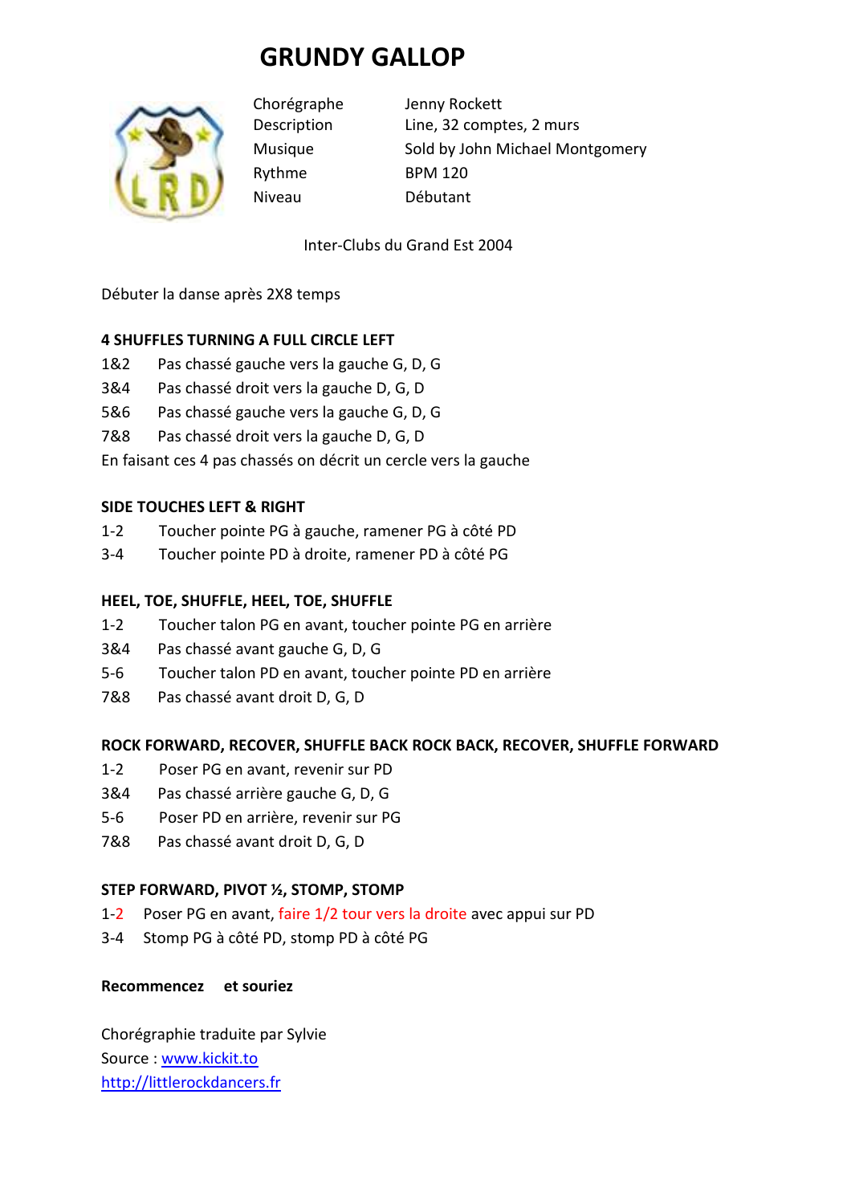# GRUNDY GALLOP

| | |
|---|---|
| Chorégraphe | Jenny Rockett |
| Description | Line, 32 comptes, 2 murs |
| Musique | Sold by John Michael Montgomery |
| Rythme | BPM 120 |
| Niveau | Débutant |

Inter-Clubs du Grand Est 2004

Débuter la danse après 2X8 temps

**4 SHUFFLES TURNING A FULL CIRCLE LEFT**

1&2 Pas chassé gauche vers la gauche G, D, G
3&4 Pas chassé droit vers la gauche D, G, D
5&6 Pas chassé gauche vers la gauche G, D, G
7&8 Pas chassé droit vers la gauche D, G, D
En faisant ces 4 pas chassés on décrit un cercle vers la gauche

**SIDE TOUCHES LEFT & RIGHT**

1-2 Toucher pointe PG à gauche, ramener PG à côté PD
3-4 Toucher pointe PD à droite, ramener PD à côté PG

**HEEL, TOE, SHUFFLE, HEEL, TOE, SHUFFLE**

1-2 Toucher talon PG en avant, toucher pointe PG en arrière
3&4 Pas chassé avant gauche G, D, G
5-6 Toucher talon PD en avant, toucher pointe PD en arrière
7&8 Pas chassé avant droit D, G, D

**ROCK FORWARD, RECOVER, SHUFFLE BACK ROCK BACK, RECOVER, SHUFFLE FORWARD**

1-2 Poser PG en avant, revenir sur PD
3&4 Pas chassé arrière gauche G, D, G
5-6 Poser PD en arrière, revenir sur PG
7&8 Pas chassé avant droit D, G, D

**STEP FORWARD, PIVOT ½, STOMP, STOMP**

1-2 Poser PG en avant, faire 1/2 tour vers la droite avec appui sur PD
3-4 Stomp PG à côté PD, stomp PD à côté PG

**Recommencez et souriez**

Chorégraphie traduite par Sylvie
Source : www.kickit.to
http://littlerockdancers.fr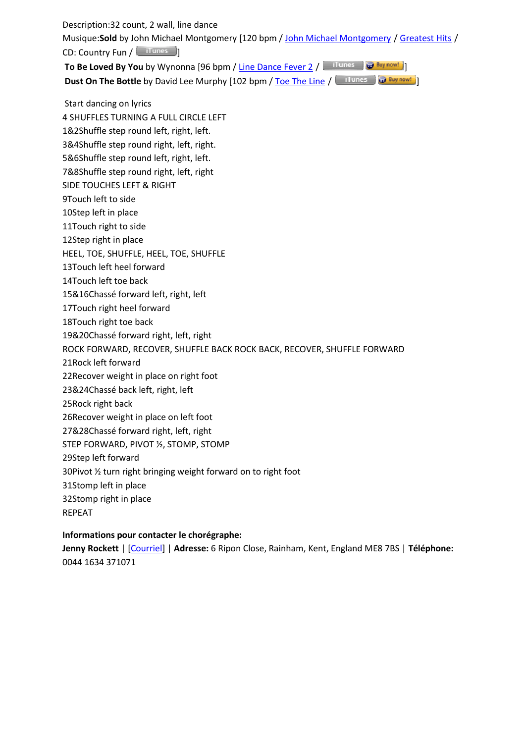Description:32 count, 2 wall, line dance

Musique:**Sold** by John Michael Montgomery [120 bpm / John Michael Montgomery / Greatest Hits / CD: Country Fun / ]

**To Be Loved By You** by Wynonna [96 bpm / Line Dance Fever 2 / ]

**Dust On The Bottle** by David Lee Murphy [102 bpm / Toe The Line / ]

Start dancing on lyrics

4 SHUFFLES TURNING A FULL CIRCLE LEFT

1&2Shuffle step round left, right, left.

3&4Shuffle step round right, left, right.

5&6Shuffle step round left, right, left.

7&8Shuffle step round right, left, right

SIDE TOUCHES LEFT & RIGHT

9Touch left to side

10Step left in place

11Touch right to side

12Step right in place

HEEL, TOE, SHUFFLE, HEEL, TOE, SHUFFLE

13Touch left heel forward

14Touch left toe back

15&16Chassé forward left, right, left

17Touch right heel forward

18Touch right toe back

19&20Chassé forward right, left, right

ROCK FORWARD, RECOVER, SHUFFLE BACK ROCK BACK, RECOVER, SHUFFLE FORWARD

21Rock left forward

22Recover weight in place on right foot

23&24Chassé back left, right, left

25Rock right back

26Recover weight in place on left foot

27&28Chassé forward right, left, right

STEP FORWARD, PIVOT ½, STOMP, STOMP

29Step left forward

30Pivot ½ turn right bringing weight forward on to right foot

31Stomp left in place

32Stomp right in place

REPEAT

**Informations pour contacter le chorégraphe:**

**Jenny Rockett** | [Courriel] | **Adresse:** 6 Ripon Close, Rainham, Kent, England ME8 7BS | **Téléphone:** 0044 1634 371071